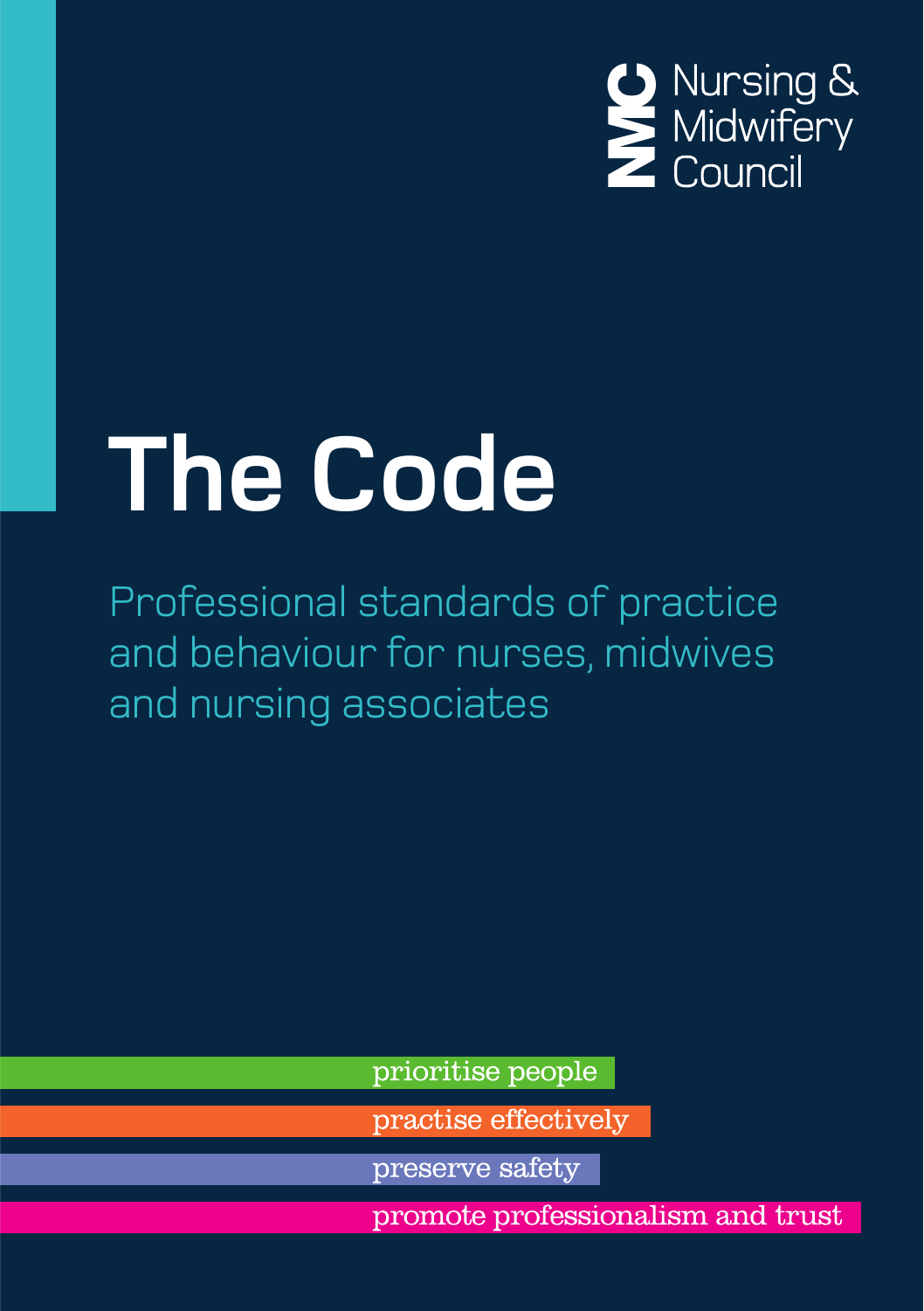Nursing & Midwifery Council

# The Code

Professional standards of practice and behaviour for nurses, midwives and nursing associates

- prioritise people
- practise effectively
- preserve safety
- promote professionalism and trust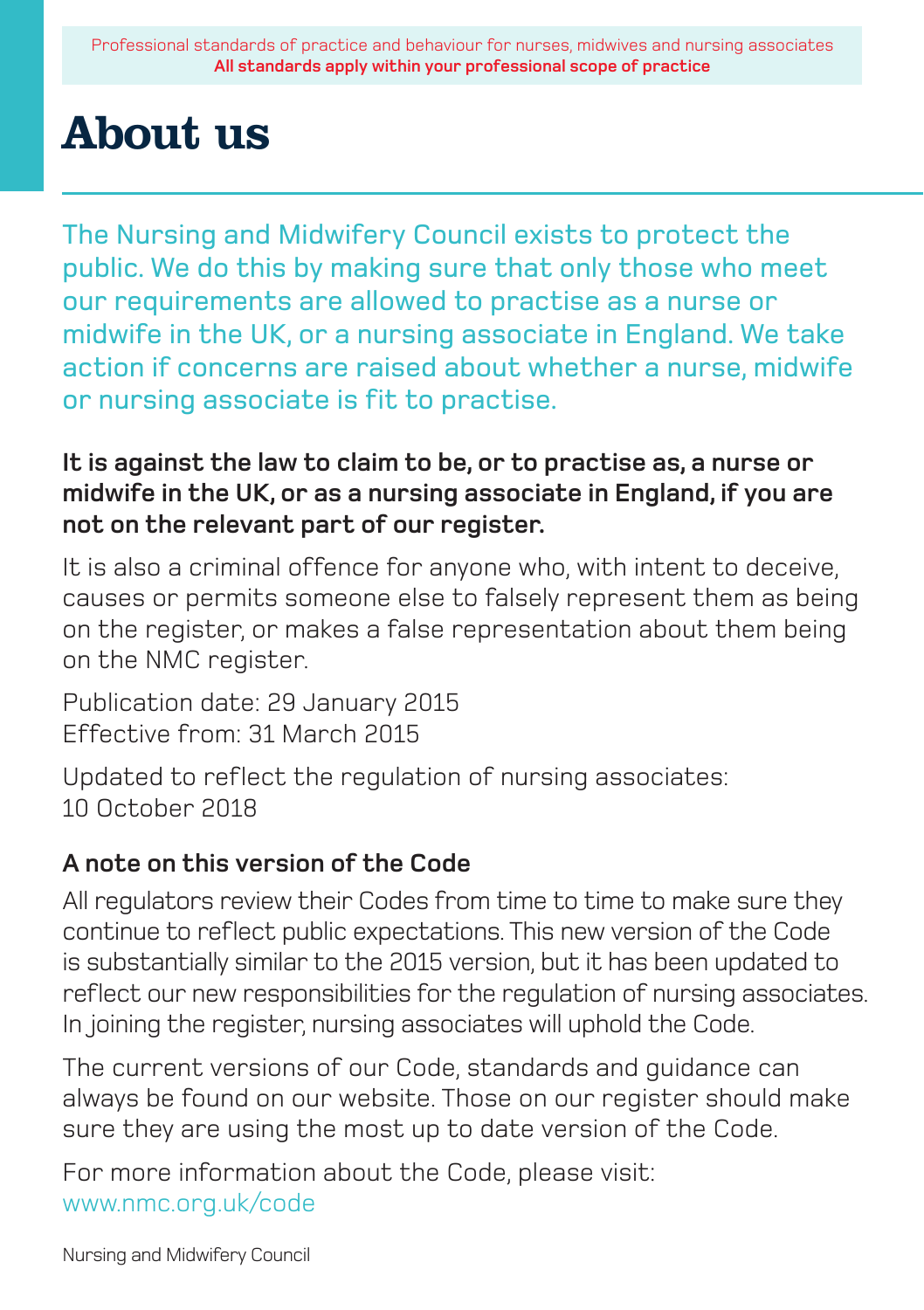# About us

The Nursing and Midwifery Council exists to protect the public. We do this by making sure that only those who meet our requirements are allowed to practise as a nurse or midwife in the UK, or a nursing associate in England. We take action if concerns are raised about whether a nurse, midwife or nursing associate is fit to practise.

**It is against the law to claim to be, or to practise as, a nurse or midwife in the UK, or as a nursing associate in England, if you are not on the relevant part of our register.**

It is also a criminal offence for anyone who, with intent to deceive, causes or permits someone else to falsely represent them as being on the register, or makes a false representation about them being on the NMC register.

Publication date: 29 January 2015
Effective from: 31 March 2015

Updated to reflect the regulation of nursing associates: 10 October 2018

### A note on this version of the Code

All regulators review their Codes from time to time to make sure they continue to reflect public expectations. This new version of the Code is substantially similar to the 2015 version, but it has been updated to reflect our new responsibilities for the regulation of nursing associates. In joining the register, nursing associates will uphold the Code.

The current versions of our Code, standards and guidance can always be found on our website. Those on our register should make sure they are using the most up to date version of the Code.

For more information about the Code, please visit: www.nmc.org.uk/code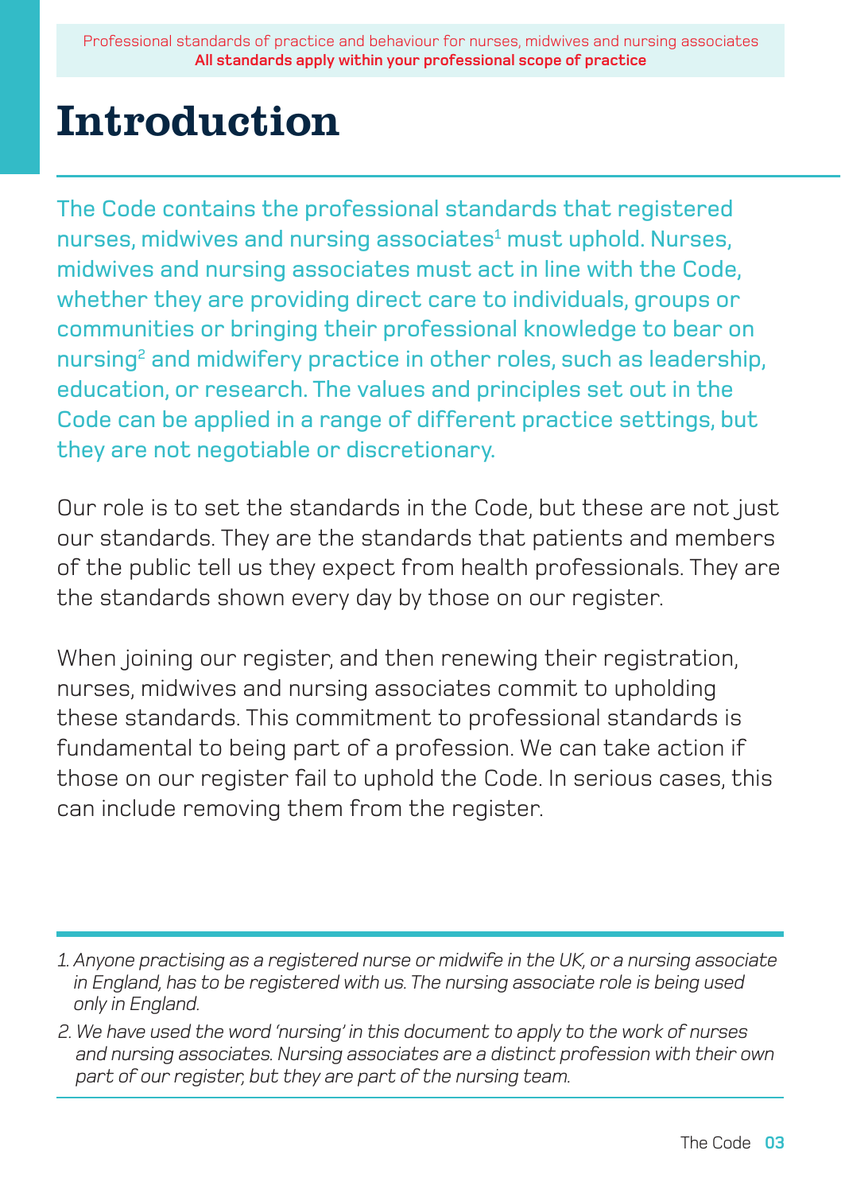# Introduction

The Code contains the professional standards that registered nurses, midwives and nursing associates[1] must uphold. Nurses, midwives and nursing associates must act in line with the Code, whether they are providing direct care to individuals, groups or communities or bringing their professional knowledge to bear on nursing[2] and midwifery practice in other roles, such as leadership, education, or research. The values and principles set out in the Code can be applied in a range of different practice settings, but they are not negotiable or discretionary.

Our role is to set the standards in the Code, but these are not just our standards. They are the standards that patients and members of the public tell us they expect from health professionals. They are the standards shown every day by those on our register.

When joining our register, and then renewing their registration, nurses, midwives and nursing associates commit to upholding these standards. This commitment to professional standards is fundamental to being part of a profession. We can take action if those on our register fail to uphold the Code. In serious cases, this can include removing them from the register.

---

1. *Anyone practising as a registered nurse or midwife in the UK, or a nursing associate in England, has to be registered with us. The nursing associate role is being used only in England.*
2. *We have used the word 'nursing' in this document to apply to the work of nurses and nursing associates. Nursing associates are a distinct profession with their own part of our register, but they are part of the nursing team.*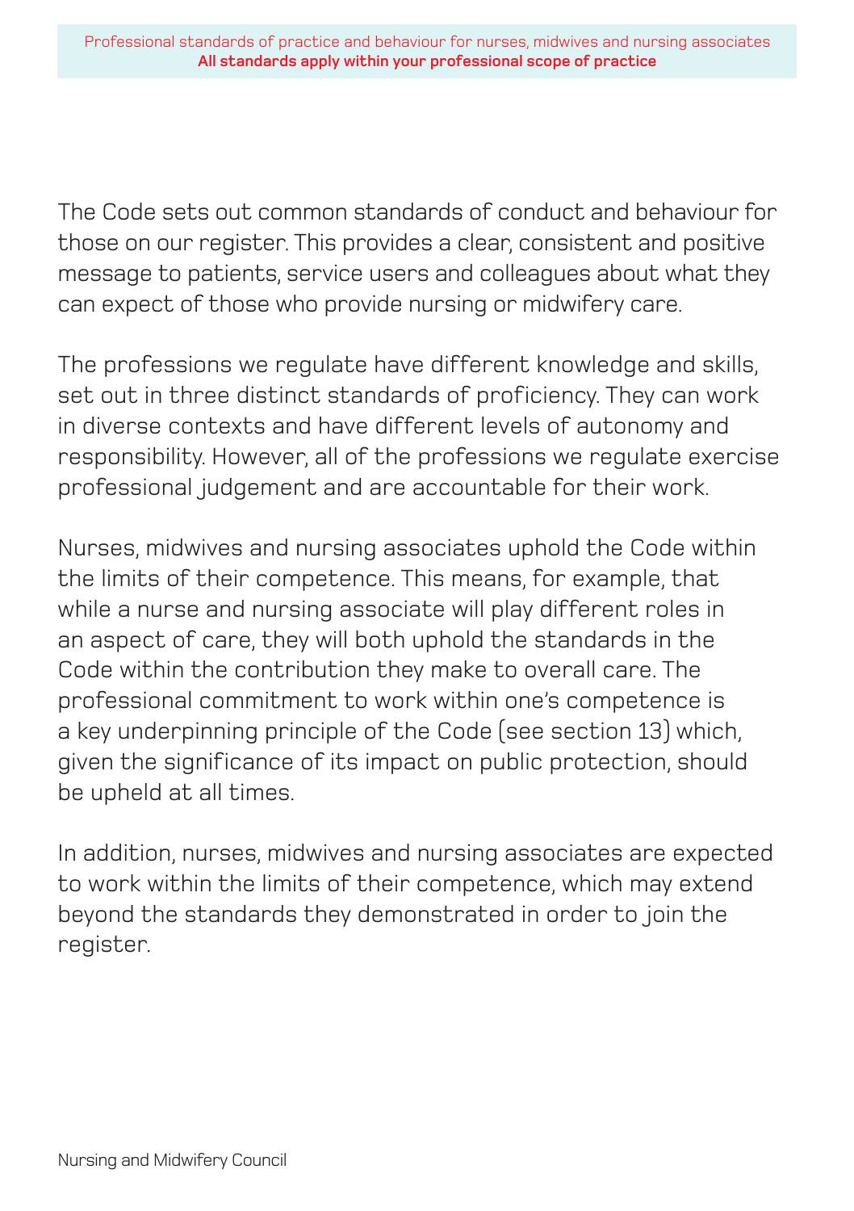The Code sets out common standards of conduct and behaviour for those on our register. This provides a clear, consistent and positive message to patients, service users and colleagues about what they can expect of those who provide nursing or midwifery care.

The professions we regulate have different knowledge and skills, set out in three distinct standards of proficiency. They can work in diverse contexts and have different levels of autonomy and responsibility. However, all of the professions we regulate exercise professional judgement and are accountable for their work.

Nurses, midwives and nursing associates uphold the Code within the limits of their competence. This means, for example, that while a nurse and nursing associate will play different roles in an aspect of care, they will both uphold the standards in the Code within the contribution they make to overall care. The professional commitment to work within one's competence is a key underpinning principle of the Code (see section 13) which, given the significance of its impact on public protection, should be upheld at all times.

In addition, nurses, midwives and nursing associates are expected to work within the limits of their competence, which may extend beyond the standards they demonstrated in order to join the register.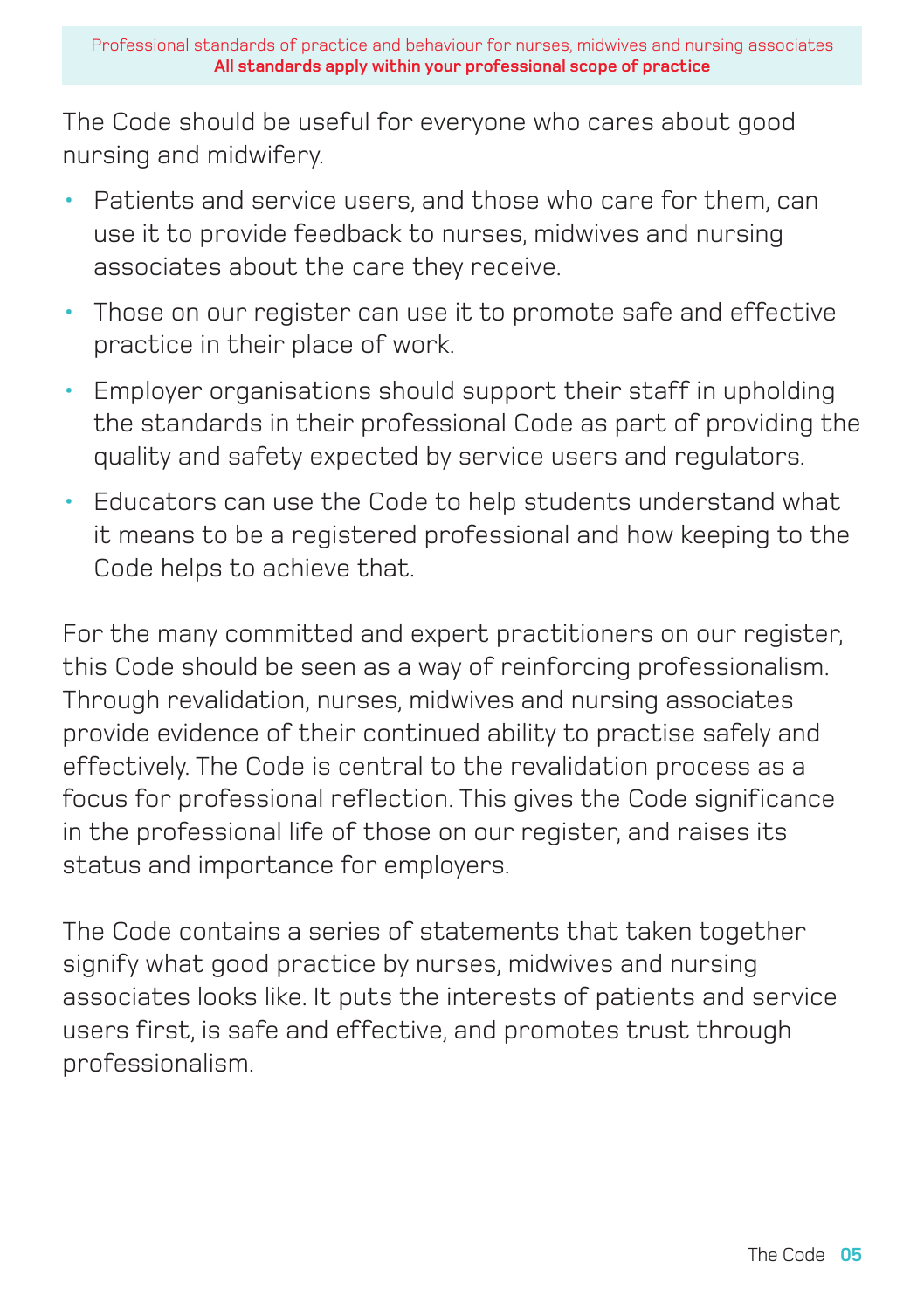The Code should be useful for everyone who cares about good nursing and midwifery.

- Patients and service users, and those who care for them, can use it to provide feedback to nurses, midwives and nursing associates about the care they receive.
- Those on our register can use it to promote safe and effective practice in their place of work.
- Employer organisations should support their staff in upholding the standards in their professional Code as part of providing the quality and safety expected by service users and regulators.
- Educators can use the Code to help students understand what it means to be a registered professional and how keeping to the Code helps to achieve that.

For the many committed and expert practitioners on our register, this Code should be seen as a way of reinforcing professionalism. Through revalidation, nurses, midwives and nursing associates provide evidence of their continued ability to practise safely and effectively. The Code is central to the revalidation process as a focus for professional reflection. This gives the Code significance in the professional life of those on our register, and raises its status and importance for employers.

The Code contains a series of statements that taken together signify what good practice by nurses, midwives and nursing associates looks like. It puts the interests of patients and service users first, is safe and effective, and promotes trust through professionalism.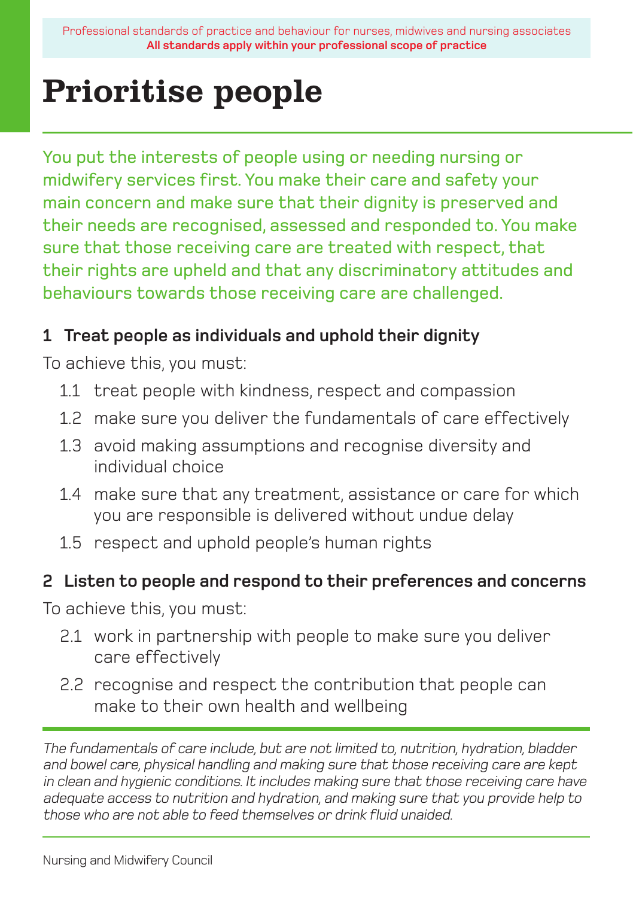Professional standards of practice and behaviour for nurses, midwives and nursing associates
**All standards apply within your professional scope of practice**

# Prioritise people

You put the interests of people using or needing nursing or midwifery services first. You make their care and safety your main concern and make sure that their dignity is preserved and their needs are recognised, assessed and responded to. You make sure that those receiving care are treated with respect, that their rights are upheld and that any discriminatory attitudes and behaviours towards those receiving care are challenged.

### 1 Treat people as individuals and uphold their dignity

To achieve this, you must:

- 1.1 treat people with kindness, respect and compassion
- 1.2 make sure you deliver the fundamentals of care effectively
- 1.3 avoid making assumptions and recognise diversity and individual choice
- 1.4 make sure that any treatment, assistance or care for which you are responsible is delivered without undue delay
- 1.5 respect and uphold people's human rights

### 2 Listen to people and respond to their preferences and concerns

To achieve this, you must:

- 2.1 work in partnership with people to make sure you deliver care effectively
- 2.2 recognise and respect the contribution that people can make to their own health and wellbeing

*The fundamentals of care include, but are not limited to, nutrition, hydration, bladder and bowel care, physical handling and making sure that those receiving care are kept in clean and hygienic conditions. It includes making sure that those receiving care have adequate access to nutrition and hydration, and making sure that you provide help to those who are not able to feed themselves or drink fluid unaided.*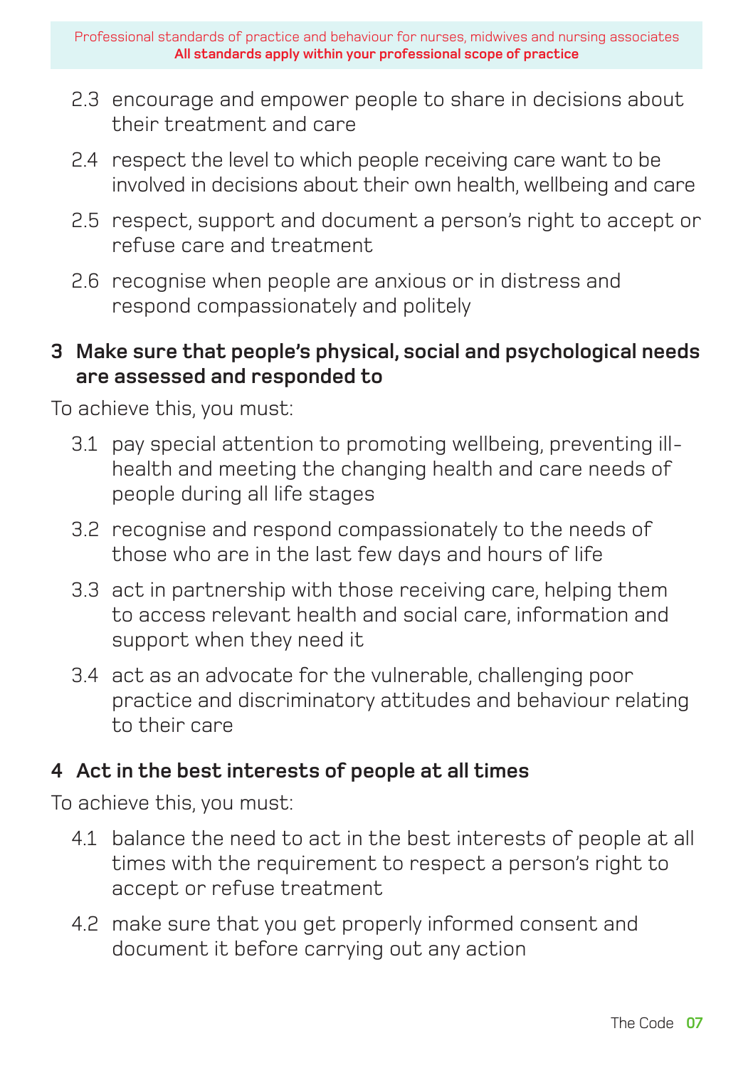2.3 encourage and empower people to share in decisions about their treatment and care

2.4 respect the level to which people receiving care want to be involved in decisions about their own health, wellbeing and care

2.5 respect, support and document a person's right to accept or refuse care and treatment

2.6 recognise when people are anxious or in distress and respond compassionately and politely

## 3 Make sure that people's physical, social and psychological needs are assessed and responded to

To achieve this, you must:

3.1 pay special attention to promoting wellbeing, preventing ill-health and meeting the changing health and care needs of people during all life stages

3.2 recognise and respond compassionately to the needs of those who are in the last few days and hours of life

3.3 act in partnership with those receiving care, helping them to access relevant health and social care, information and support when they need it

3.4 act as an advocate for the vulnerable, challenging poor practice and discriminatory attitudes and behaviour relating to their care

## 4 Act in the best interests of people at all times

To achieve this, you must:

4.1 balance the need to act in the best interests of people at all times with the requirement to respect a person's right to accept or refuse treatment

4.2 make sure that you get properly informed consent and document it before carrying out any action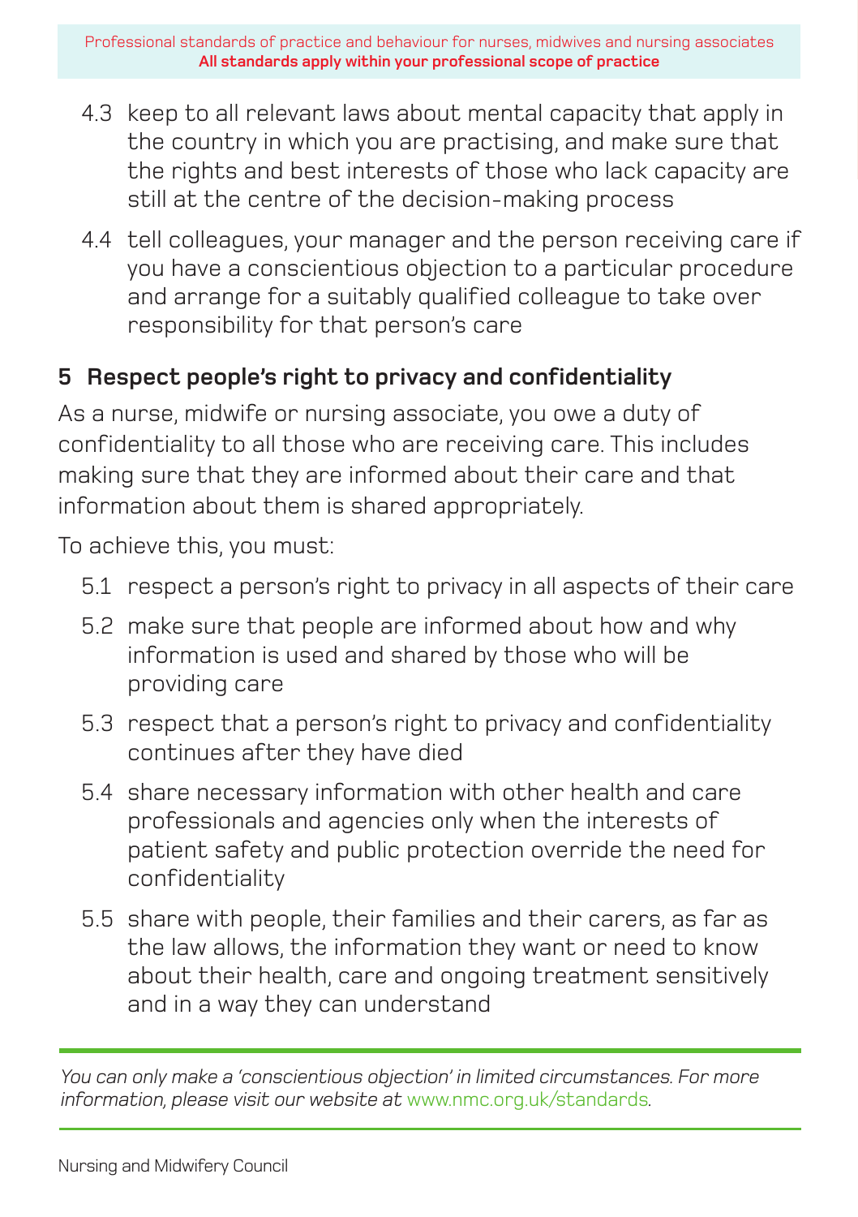4.3 keep to all relevant laws about mental capacity that apply in the country in which you are practising, and make sure that the rights and best interests of those who lack capacity are still at the centre of the decision-making process

4.4 tell colleagues, your manager and the person receiving care if you have a conscientious objection to a particular procedure and arrange for a suitably qualified colleague to take over responsibility for that person's care

## 5 Respect people's right to privacy and confidentiality

As a nurse, midwife or nursing associate, you owe a duty of confidentiality to all those who are receiving care. This includes making sure that they are informed about their care and that information about them is shared appropriately.

To achieve this, you must:

5.1 respect a person's right to privacy in all aspects of their care

5.2 make sure that people are informed about how and why information is used and shared by those who will be providing care

5.3 respect that a person's right to privacy and confidentiality continues after they have died

5.4 share necessary information with other health and care professionals and agencies only when the interests of patient safety and public protection override the need for confidentiality

5.5 share with people, their families and their carers, as far as the law allows, the information they want or need to know about their health, care and ongoing treatment sensitively and in a way they can understand

*You can only make a 'conscientious objection' in limited circumstances. For more information, please visit our website at* www.nmc.org.uk/standards.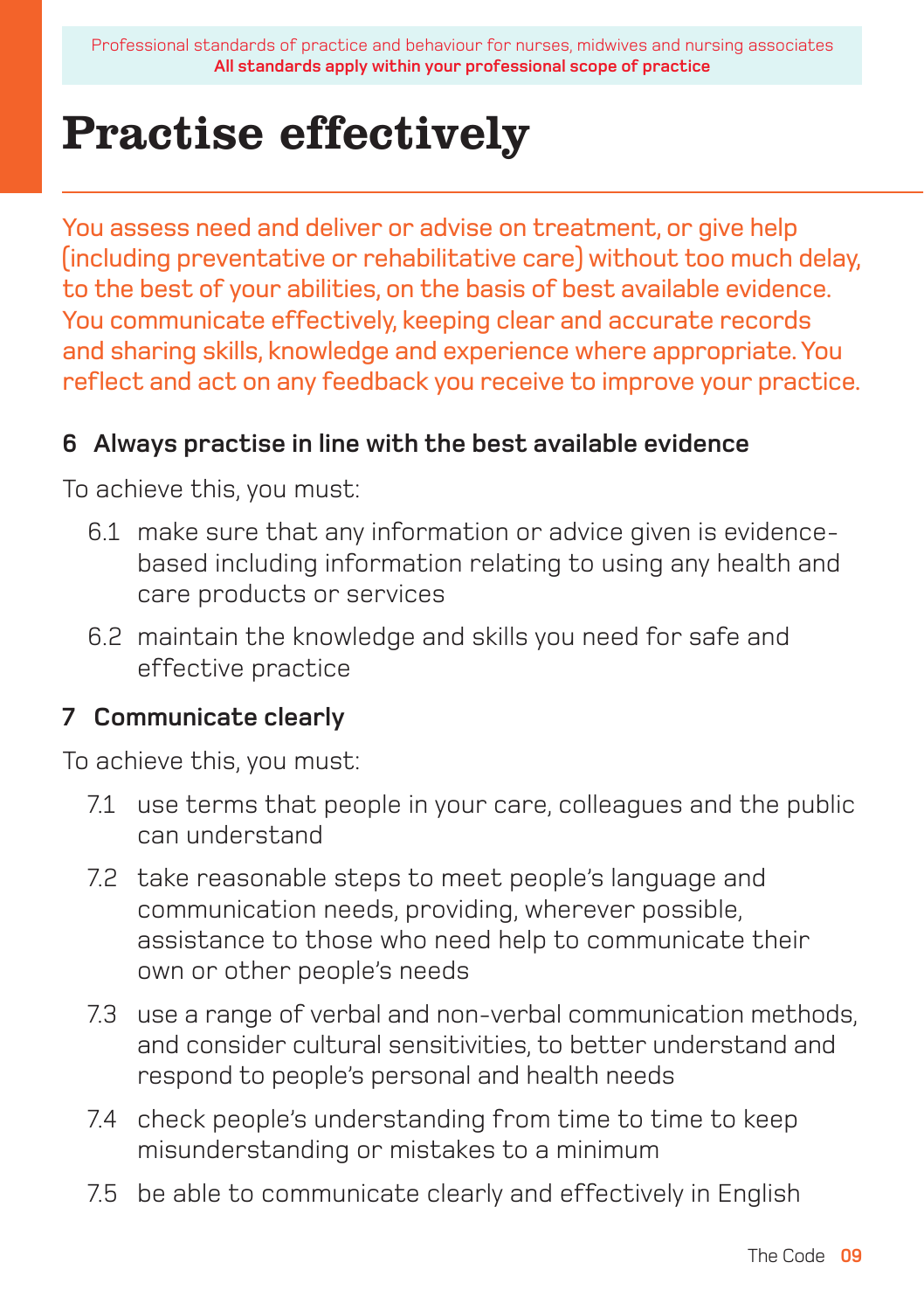Professional standards of practice and behaviour for nurses, midwives and nursing associates
**All standards apply within your professional scope of practice**

# Practise effectively

You assess need and deliver or advise on treatment, or give help (including preventative or rehabilitative care) without too much delay, to the best of your abilities, on the basis of best available evidence. You communicate effectively, keeping clear and accurate records and sharing skills, knowledge and experience where appropriate. You reflect and act on any feedback you receive to improve your practice.

## 6 Always practise in line with the best available evidence

To achieve this, you must:

6.1 make sure that any information or advice given is evidence-based including information relating to using any health and care products or services

6.2 maintain the knowledge and skills you need for safe and effective practice

## 7 Communicate clearly

To achieve this, you must:

7.1 use terms that people in your care, colleagues and the public can understand

7.2 take reasonable steps to meet people's language and communication needs, providing, wherever possible, assistance to those who need help to communicate their own or other people's needs

7.3 use a range of verbal and non-verbal communication methods, and consider cultural sensitivities, to better understand and respond to people's personal and health needs

7.4 check people's understanding from time to time to keep misunderstanding or mistakes to a minimum

7.5 be able to communicate clearly and effectively in English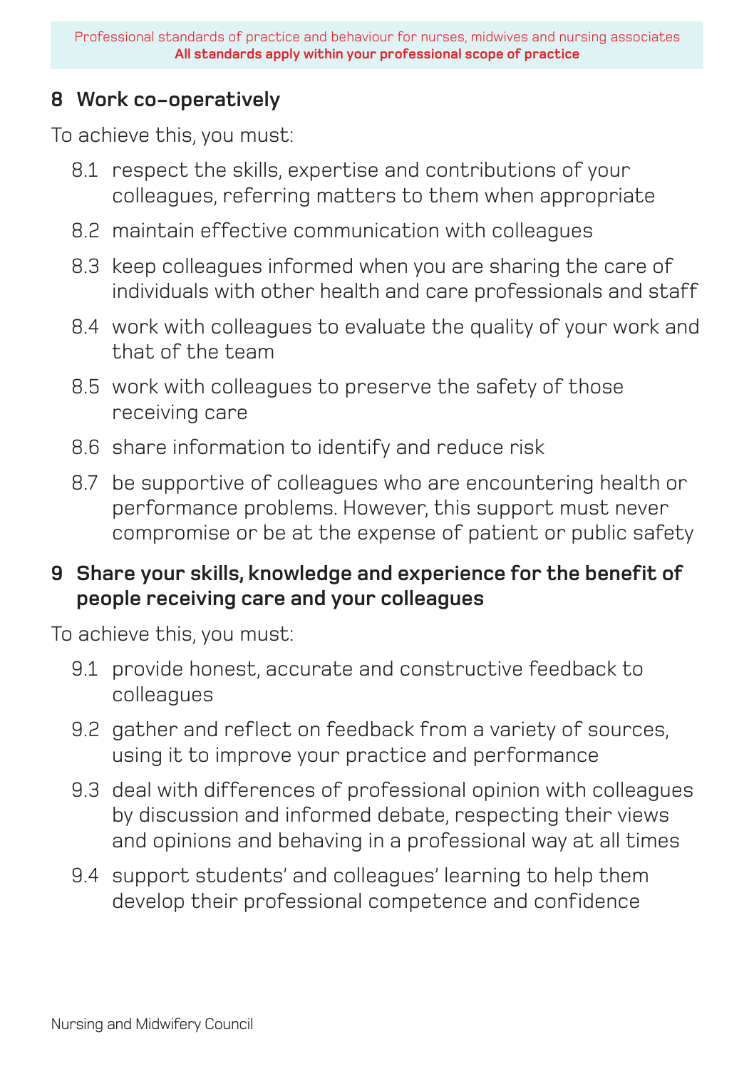## 8 Work co-operatively

To achieve this, you must:

8.1 respect the skills, expertise and contributions of your colleagues, referring matters to them when appropriate

8.2 maintain effective communication with colleagues

8.3 keep colleagues informed when you are sharing the care of individuals with other health and care professionals and staff

8.4 work with colleagues to evaluate the quality of your work and that of the team

8.5 work with colleagues to preserve the safety of those receiving care

8.6 share information to identify and reduce risk

8.7 be supportive of colleagues who are encountering health or performance problems. However, this support must never compromise or be at the expense of patient or public safety

## 9 Share your skills, knowledge and experience for the benefit of people receiving care and your colleagues

To achieve this, you must:

9.1 provide honest, accurate and constructive feedback to colleagues

9.2 gather and reflect on feedback from a variety of sources, using it to improve your practice and performance

9.3 deal with differences of professional opinion with colleagues by discussion and informed debate, respecting their views and opinions and behaving in a professional way at all times

9.4 support students' and colleagues' learning to help them develop their professional competence and confidence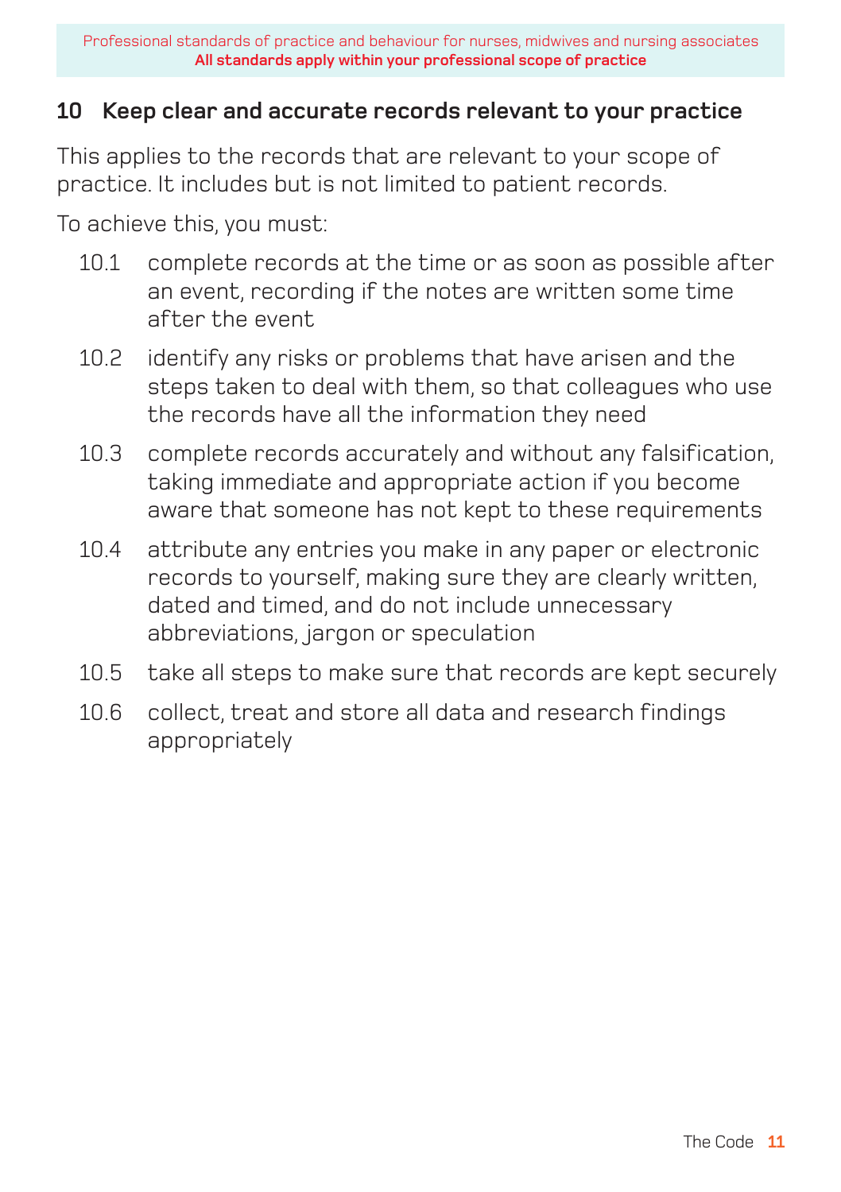## 10 Keep clear and accurate records relevant to your practice

This applies to the records that are relevant to your scope of practice. It includes but is not limited to patient records.

To achieve this, you must:

10.1 complete records at the time or as soon as possible after an event, recording if the notes are written some time after the event

10.2 identify any risks or problems that have arisen and the steps taken to deal with them, so that colleagues who use the records have all the information they need

10.3 complete records accurately and without any falsification, taking immediate and appropriate action if you become aware that someone has not kept to these requirements

10.4 attribute any entries you make in any paper or electronic records to yourself, making sure they are clearly written, dated and timed, and do not include unnecessary abbreviations, jargon or speculation

10.5 take all steps to make sure that records are kept securely

10.6 collect, treat and store all data and research findings appropriately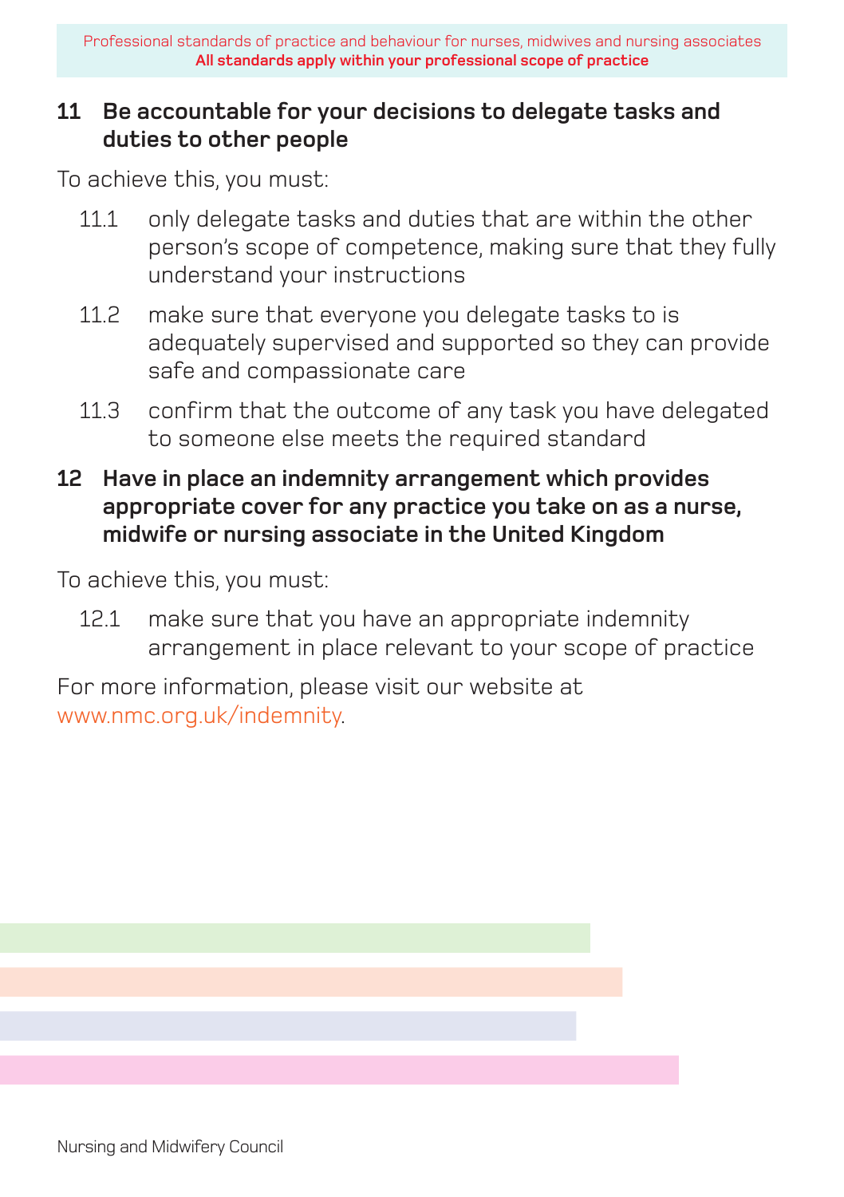## 11 Be accountable for your decisions to delegate tasks and duties to other people

To achieve this, you must:

11.1 only delegate tasks and duties that are within the other person's scope of competence, making sure that they fully understand your instructions

11.2 make sure that everyone you delegate tasks to is adequately supervised and supported so they can provide safe and compassionate care

11.3 confirm that the outcome of any task you have delegated to someone else meets the required standard

## 12 Have in place an indemnity arrangement which provides appropriate cover for any practice you take on as a nurse, midwife or nursing associate in the United Kingdom

To achieve this, you must:

12.1 make sure that you have an appropriate indemnity arrangement in place relevant to your scope of practice

For more information, please visit our website at www.nmc.org.uk/indemnity.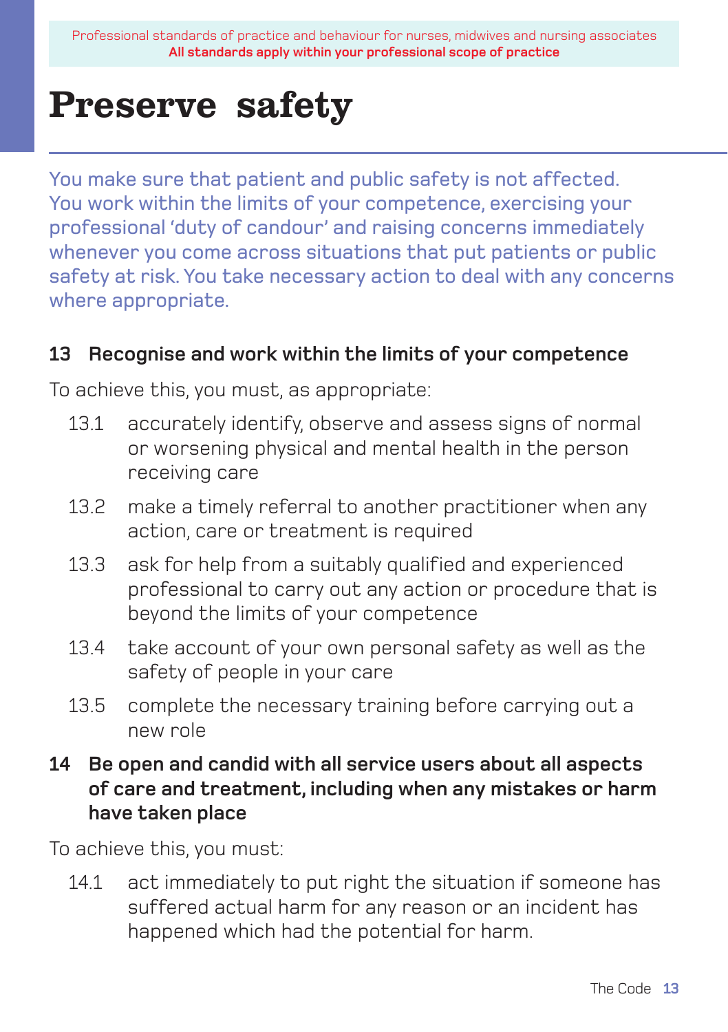# Preserve safety

You make sure that patient and public safety is not affected. You work within the limits of your competence, exercising your professional 'duty of candour' and raising concerns immediately whenever you come across situations that put patients or public safety at risk. You take necessary action to deal with any concerns where appropriate.

## 13 Recognise and work within the limits of your competence

To achieve this, you must, as appropriate:

13.1 accurately identify, observe and assess signs of normal or worsening physical and mental health in the person receiving care

13.2 make a timely referral to another practitioner when any action, care or treatment is required

13.3 ask for help from a suitably qualified and experienced professional to carry out any action or procedure that is beyond the limits of your competence

13.4 take account of your own personal safety as well as the safety of people in your care

13.5 complete the necessary training before carrying out a new role

## 14 Be open and candid with all service users about all aspects of care and treatment, including when any mistakes or harm have taken place

To achieve this, you must:

14.1 act immediately to put right the situation if someone has suffered actual harm for any reason or an incident has happened which had the potential for harm.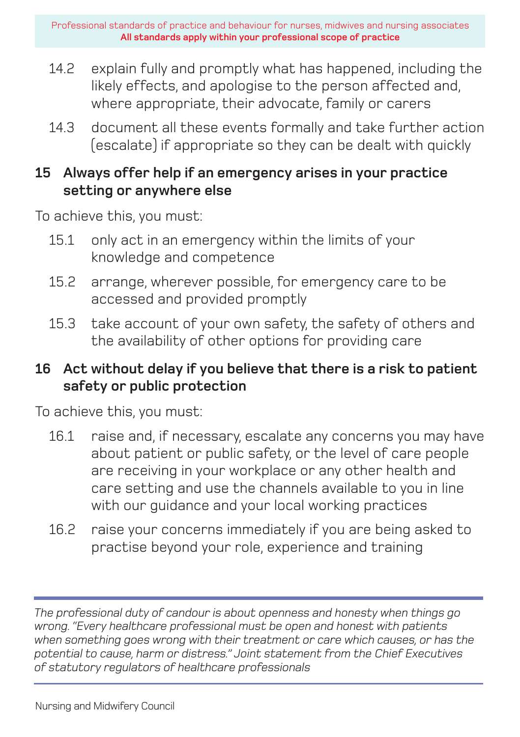14.2 explain fully and promptly what has happened, including the likely effects, and apologise to the person affected and, where appropriate, their advocate, family or carers

14.3 document all these events formally and take further action (escalate) if appropriate so they can be dealt with quickly

## 15 Always offer help if an emergency arises in your practice setting or anywhere else

To achieve this, you must:

15.1 only act in an emergency within the limits of your knowledge and competence

15.2 arrange, wherever possible, for emergency care to be accessed and provided promptly

15.3 take account of your own safety, the safety of others and the availability of other options for providing care

## 16 Act without delay if you believe that there is a risk to patient safety or public protection

To achieve this, you must:

16.1 raise and, if necessary, escalate any concerns you may have about patient or public safety, or the level of care people are receiving in your workplace or any other health and care setting and use the channels available to you in line with our guidance and your local working practices

16.2 raise your concerns immediately if you are being asked to practise beyond your role, experience and training

---

*The professional duty of candour is about openness and honesty when things go wrong. "Every healthcare professional must be open and honest with patients when something goes wrong with their treatment or care which causes, or has the potential to cause, harm or distress." Joint statement from the Chief Executives of statutory regulators of healthcare professionals*

---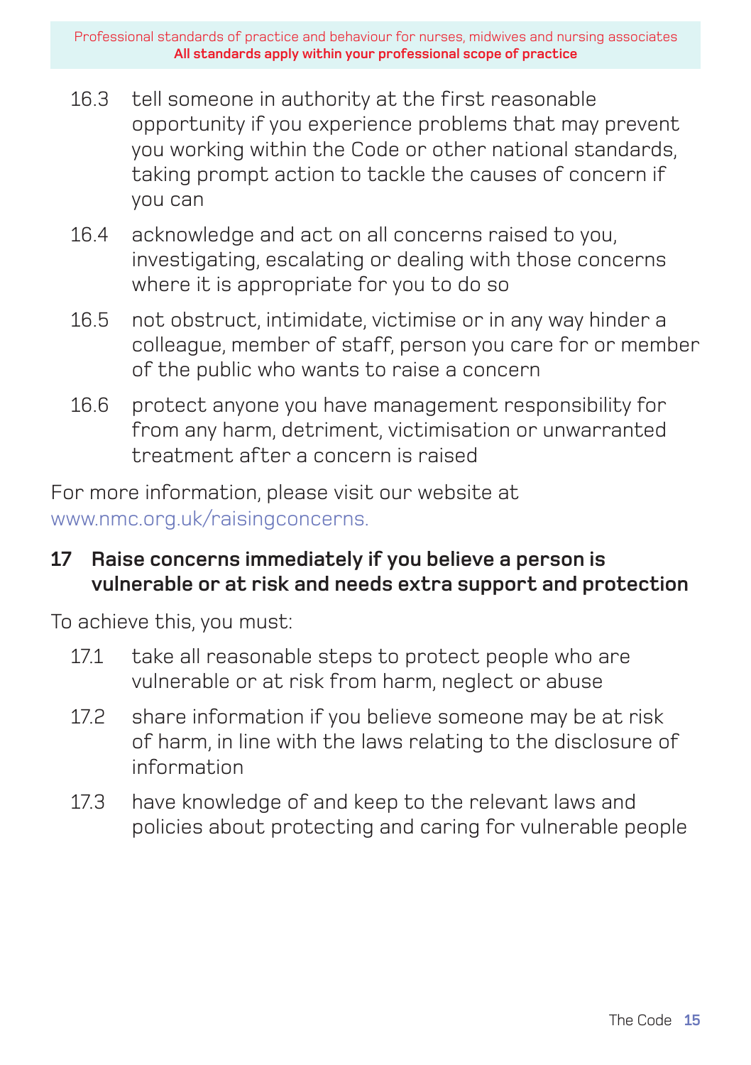16.3 tell someone in authority at the first reasonable opportunity if you experience problems that may prevent you working within the Code or other national standards, taking prompt action to tackle the causes of concern if you can

16.4 acknowledge and act on all concerns raised to you, investigating, escalating or dealing with those concerns where it is appropriate for you to do so

16.5 not obstruct, intimidate, victimise or in any way hinder a colleague, member of staff, person you care for or member of the public who wants to raise a concern

16.6 protect anyone you have management responsibility for from any harm, detriment, victimisation or unwarranted treatment after a concern is raised

For more information, please visit our website at www.nmc.org.uk/raisingconcerns.

## 17 Raise concerns immediately if you believe a person is vulnerable or at risk and needs extra support and protection

To achieve this, you must:

17.1 take all reasonable steps to protect people who are vulnerable or at risk from harm, neglect or abuse

17.2 share information if you believe someone may be at risk of harm, in line with the laws relating to the disclosure of information

17.3 have knowledge of and keep to the relevant laws and policies about protecting and caring for vulnerable people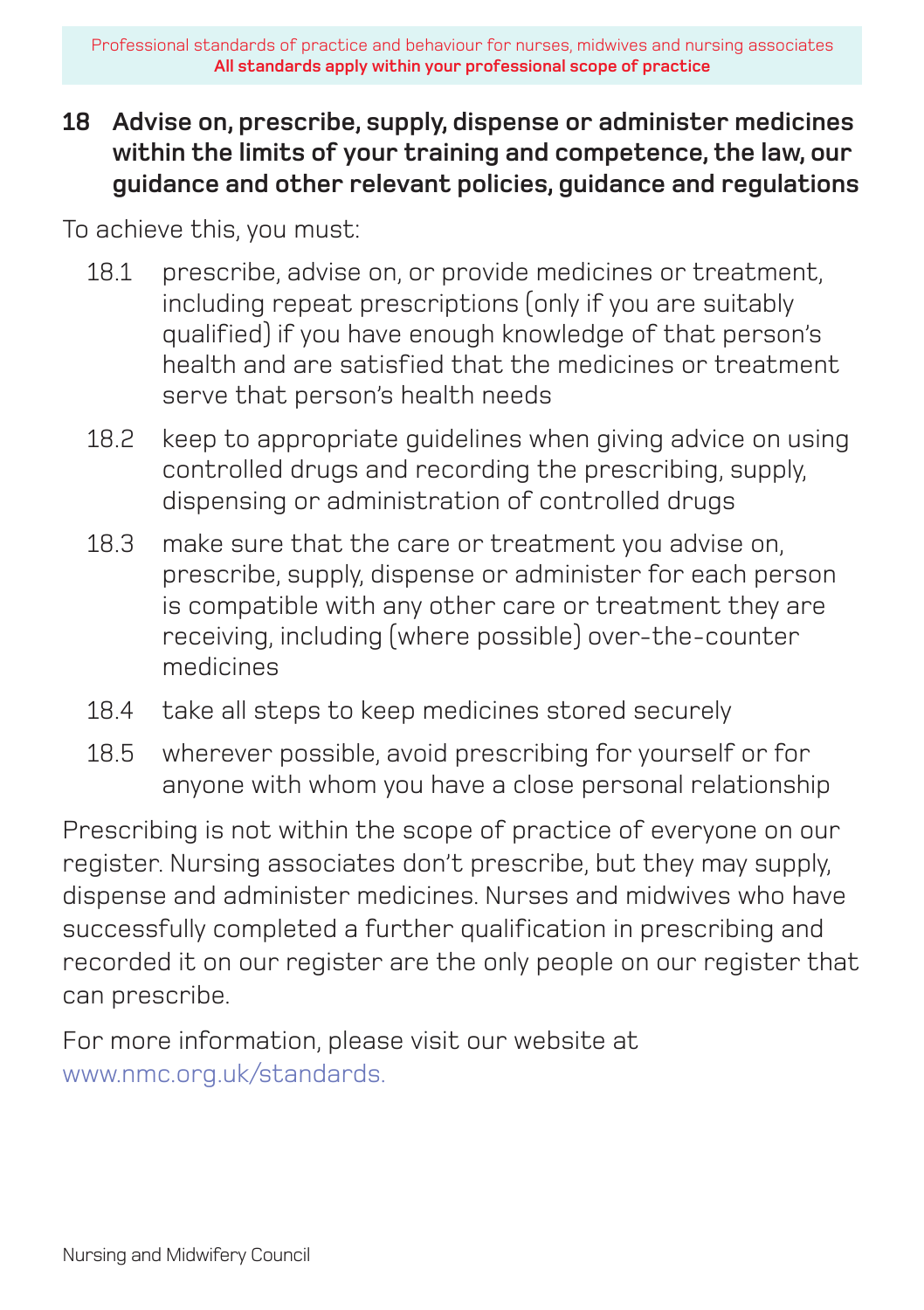## 18 Advise on, prescribe, supply, dispense or administer medicines within the limits of your training and competence, the law, our guidance and other relevant policies, guidance and regulations

To achieve this, you must:

18.1 prescribe, advise on, or provide medicines or treatment, including repeat prescriptions (only if you are suitably qualified) if you have enough knowledge of that person's health and are satisfied that the medicines or treatment serve that person's health needs

18.2 keep to appropriate guidelines when giving advice on using controlled drugs and recording the prescribing, supply, dispensing or administration of controlled drugs

18.3 make sure that the care or treatment you advise on, prescribe, supply, dispense or administer for each person is compatible with any other care or treatment they are receiving, including (where possible) over-the-counter medicines

18.4 take all steps to keep medicines stored securely

18.5 wherever possible, avoid prescribing for yourself or for anyone with whom you have a close personal relationship

Prescribing is not within the scope of practice of everyone on our register. Nursing associates don't prescribe, but they may supply, dispense and administer medicines. Nurses and midwives who have successfully completed a further qualification in prescribing and recorded it on our register are the only people on our register that can prescribe.

For more information, please visit our website at www.nmc.org.uk/standards.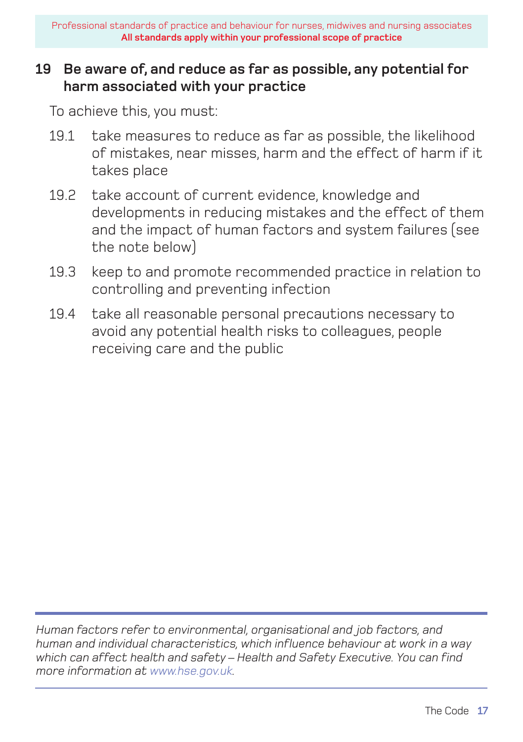## 19 Be aware of, and reduce as far as possible, any potential for harm associated with your practice

To achieve this, you must:

19.1 take measures to reduce as far as possible, the likelihood of mistakes, near misses, harm and the effect of harm if it takes place

19.2 take account of current evidence, knowledge and developments in reducing mistakes and the effect of them and the impact of human factors and system failures (see the note below)

19.3 keep to and promote recommended practice in relation to controlling and preventing infection

19.4 take all reasonable personal precautions necessary to avoid any potential health risks to colleagues, people receiving care and the public

---

*Human factors refer to environmental, organisational and job factors, and human and individual characteristics, which influence behaviour at work in a way which can affect health and safety – Health and Safety Executive. You can find more information at www.hse.gov.uk.*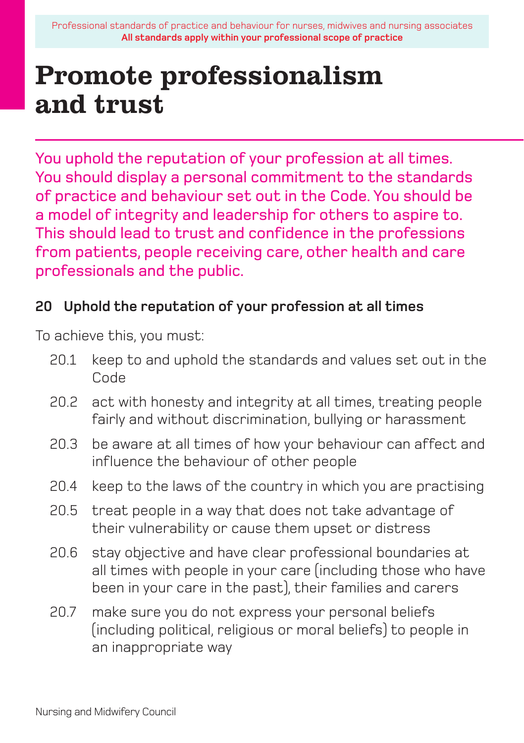# Promote professionalism and trust

You uphold the reputation of your profession at all times. You should display a personal commitment to the standards of practice and behaviour set out in the Code. You should be a model of integrity and leadership for others to aspire to. This should lead to trust and confidence in the professions from patients, people receiving care, other health and care professionals and the public.

### 20 Uphold the reputation of your profession at all times

To achieve this, you must:

- 20.1 keep to and uphold the standards and values set out in the Code
- 20.2 act with honesty and integrity at all times, treating people fairly and without discrimination, bullying or harassment
- 20.3 be aware at all times of how your behaviour can affect and influence the behaviour of other people
- 20.4 keep to the laws of the country in which you are practising
- 20.5 treat people in a way that does not take advantage of their vulnerability or cause them upset or distress
- 20.6 stay objective and have clear professional boundaries at all times with people in your care (including those who have been in your care in the past), their families and carers
- 20.7 make sure you do not express your personal beliefs (including political, religious or moral beliefs) to people in an inappropriate way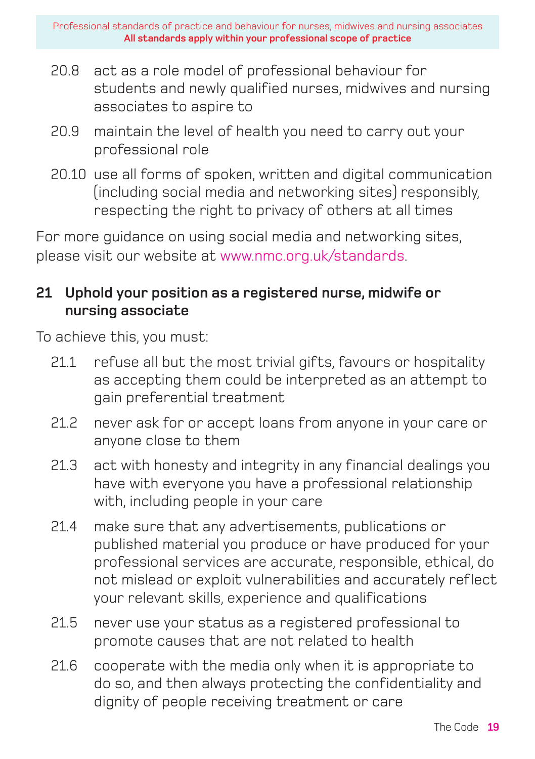20.8 act as a role model of professional behaviour for students and newly qualified nurses, midwives and nursing associates to aspire to

20.9 maintain the level of health you need to carry out your professional role

20.10 use all forms of spoken, written and digital communication (including social media and networking sites) responsibly, respecting the right to privacy of others at all times

For more guidance on using social media and networking sites, please visit our website at www.nmc.org.uk/standards.

## 21 Uphold your position as a registered nurse, midwife or nursing associate

To achieve this, you must:

21.1 refuse all but the most trivial gifts, favours or hospitality as accepting them could be interpreted as an attempt to gain preferential treatment

21.2 never ask for or accept loans from anyone in your care or anyone close to them

21.3 act with honesty and integrity in any financial dealings you have with everyone you have a professional relationship with, including people in your care

21.4 make sure that any advertisements, publications or published material you produce or have produced for your professional services are accurate, responsible, ethical, do not mislead or exploit vulnerabilities and accurately reflect your relevant skills, experience and qualifications

21.5 never use your status as a registered professional to promote causes that are not related to health

21.6 cooperate with the media only when it is appropriate to do so, and then always protecting the confidentiality and dignity of people receiving treatment or care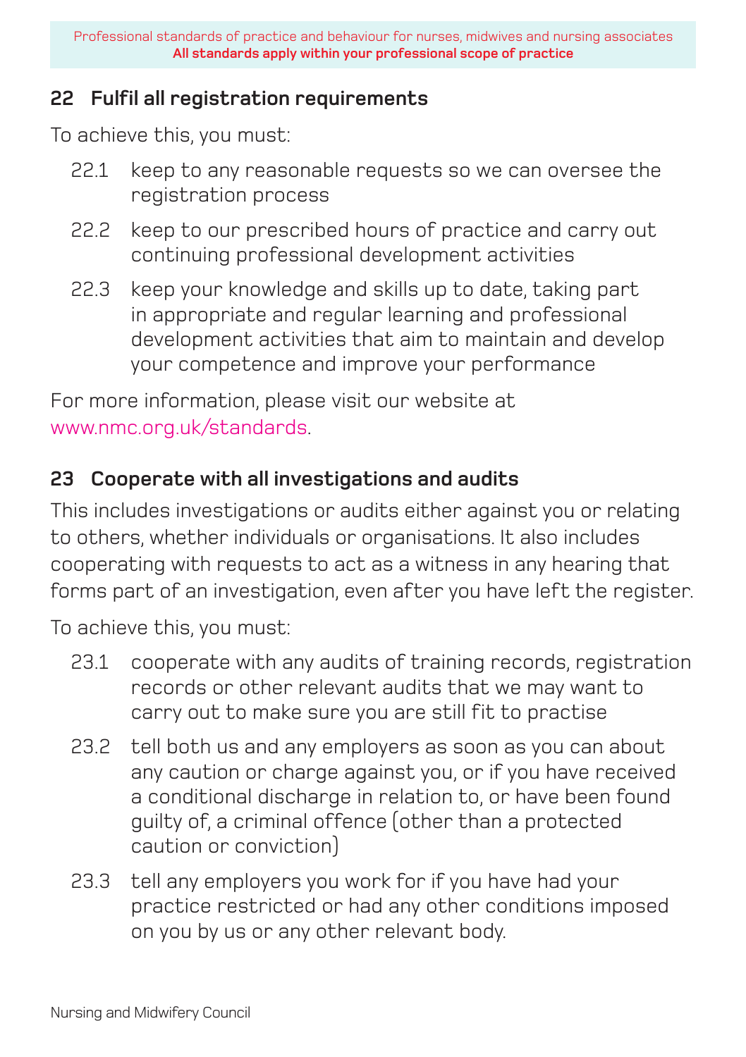## 22 Fulfil all registration requirements

To achieve this, you must:

22.1 keep to any reasonable requests so we can oversee the registration process

22.2 keep to our prescribed hours of practice and carry out continuing professional development activities

22.3 keep your knowledge and skills up to date, taking part in appropriate and regular learning and professional development activities that aim to maintain and develop your competence and improve your performance

For more information, please visit our website at www.nmc.org.uk/standards.

## 23 Cooperate with all investigations and audits

This includes investigations or audits either against you or relating to others, whether individuals or organisations. It also includes cooperating with requests to act as a witness in any hearing that forms part of an investigation, even after you have left the register.

To achieve this, you must:

23.1 cooperate with any audits of training records, registration records or other relevant audits that we may want to carry out to make sure you are still fit to practise

23.2 tell both us and any employers as soon as you can about any caution or charge against you, or if you have received a conditional discharge in relation to, or have been found guilty of, a criminal offence (other than a protected caution or conviction)

23.3 tell any employers you work for if you have had your practice restricted or had any other conditions imposed on you by us or any other relevant body.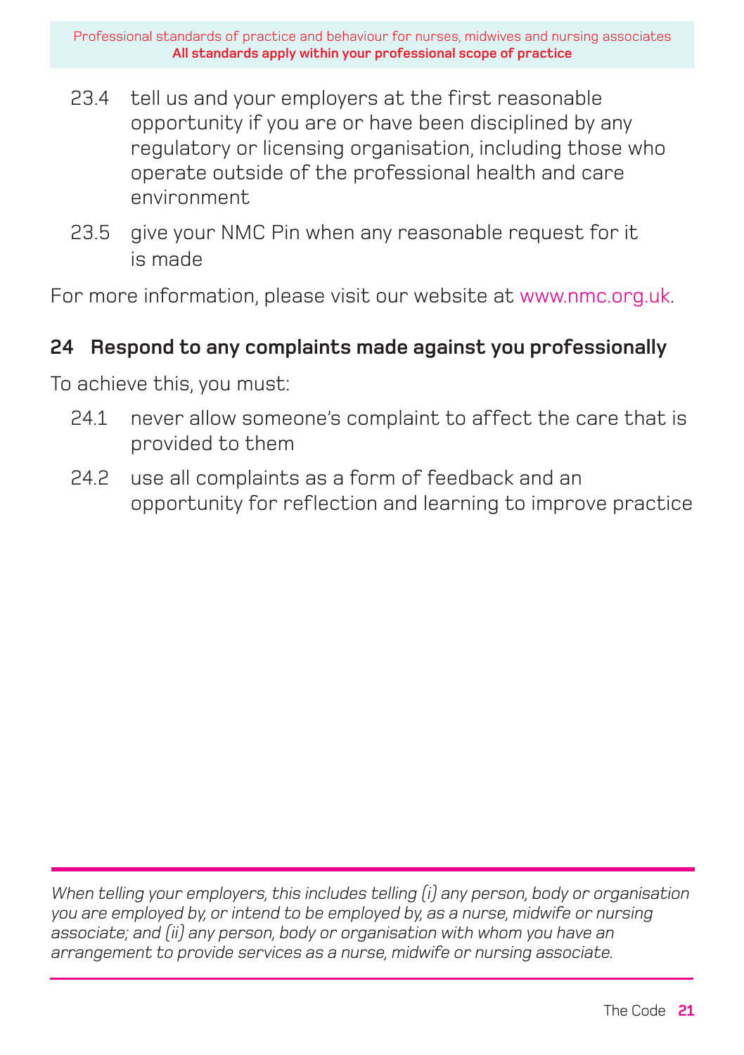23.4 tell us and your employers at the first reasonable opportunity if you are or have been disciplined by any regulatory or licensing organisation, including those who operate outside of the professional health and care environment

23.5 give your NMC Pin when any reasonable request for it is made

For more information, please visit our website at www.nmc.org.uk.

## 24 Respond to any complaints made against you professionally

To achieve this, you must:

24.1 never allow someone's complaint to affect the care that is provided to them

24.2 use all complaints as a form of feedback and an opportunity for reflection and learning to improve practice

---

*When telling your employers, this includes telling (i) any person, body or organisation you are employed by, or intend to be employed by, as a nurse, midwife or nursing associate; and (ii) any person, body or organisation with whom you have an arrangement to provide services as a nurse, midwife or nursing associate.*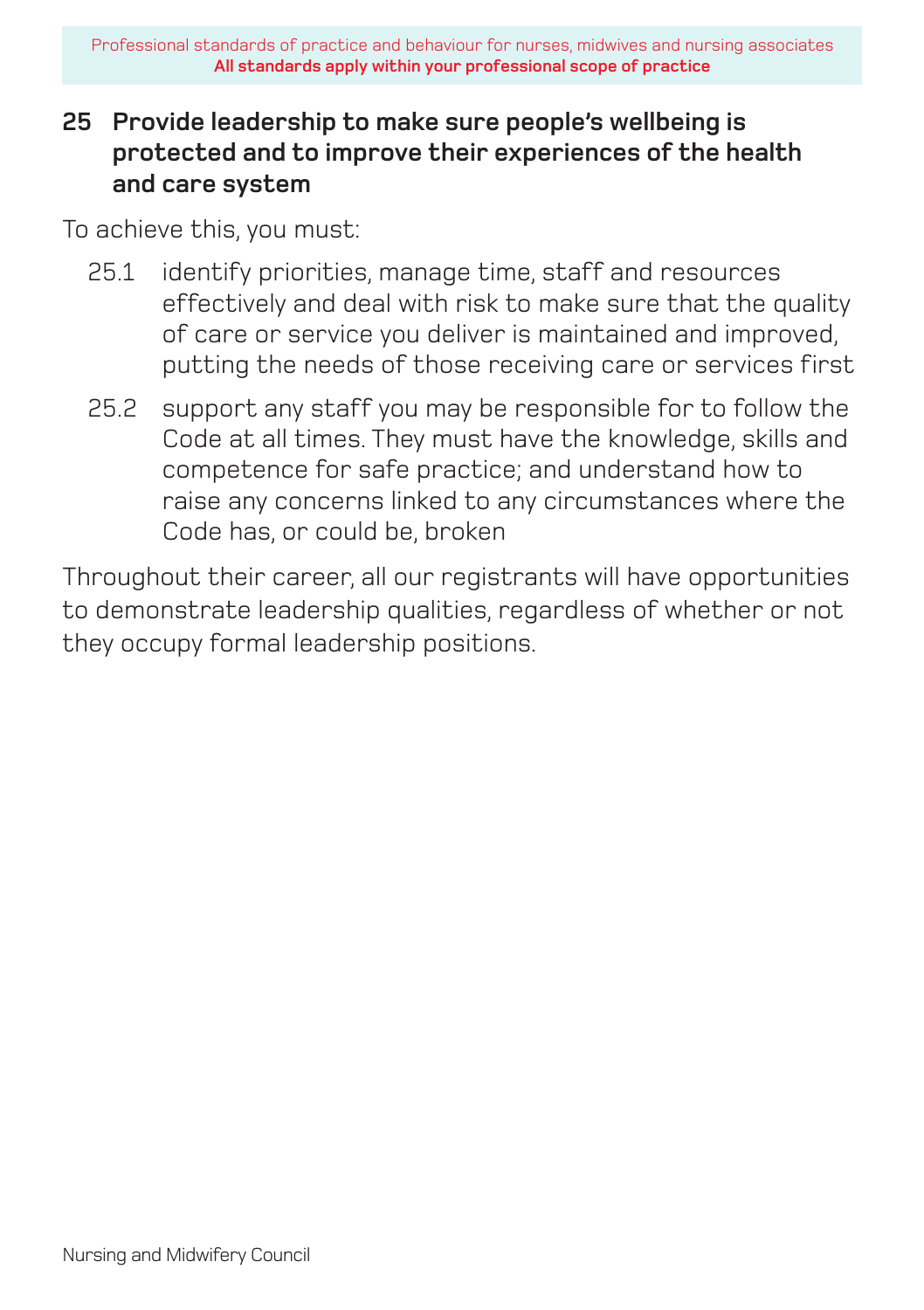## 25 Provide leadership to make sure people's wellbeing is protected and to improve their experiences of the health and care system

To achieve this, you must:

25.1 identify priorities, manage time, staff and resources effectively and deal with risk to make sure that the quality of care or service you deliver is maintained and improved, putting the needs of those receiving care or services first

25.2 support any staff you may be responsible for to follow the Code at all times. They must have the knowledge, skills and competence for safe practice; and understand how to raise any concerns linked to any circumstances where the Code has, or could be, broken

Throughout their career, all our registrants will have opportunities to demonstrate leadership qualities, regardless of whether or not they occupy formal leadership positions.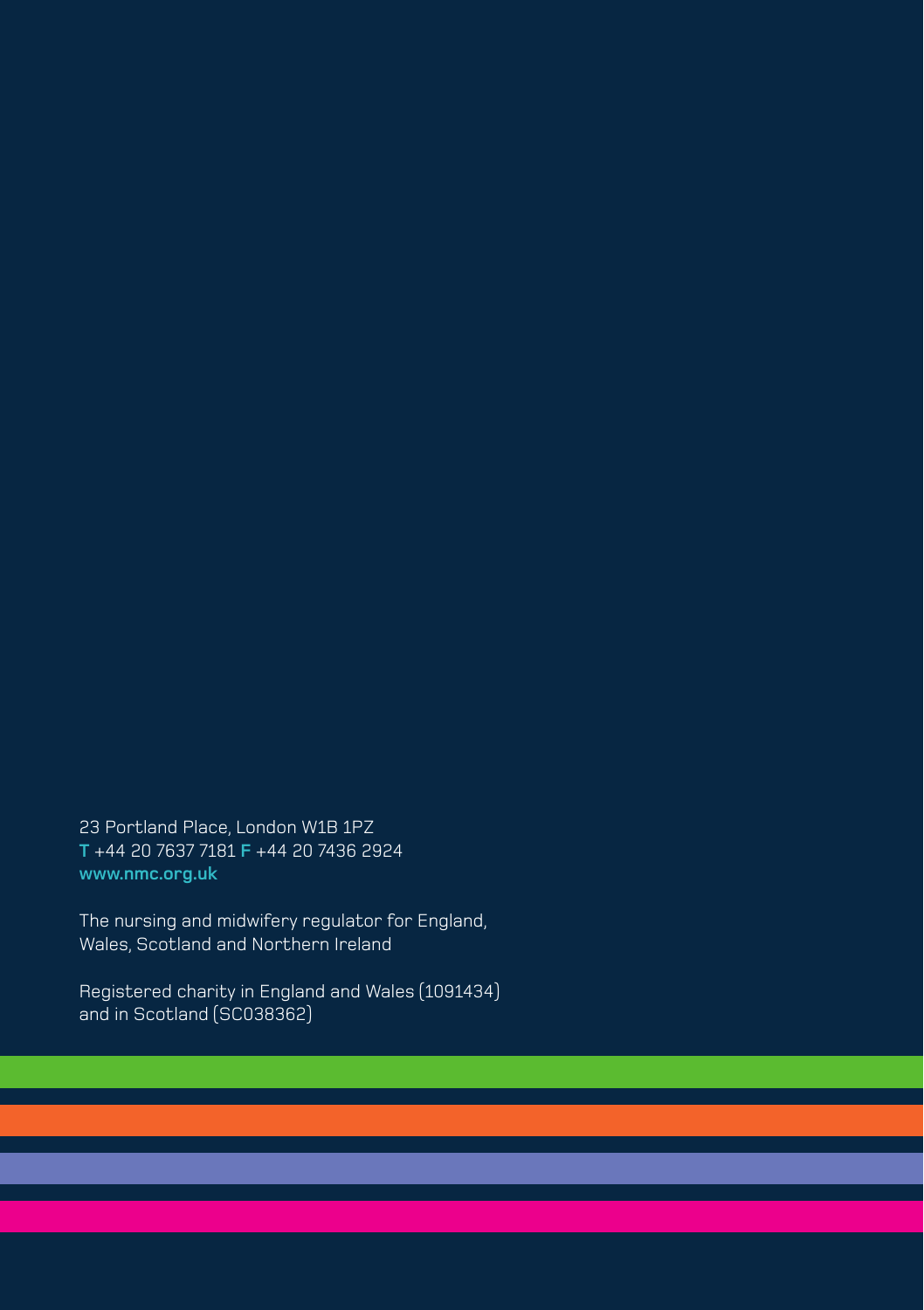23 Portland Place, London W1B 1PZ
**T** +44 20 7637 7181 **F** +44 20 7436 2924
**www.nmc.org.uk**

The nursing and midwifery regulator for England, Wales, Scotland and Northern Ireland

Registered charity in England and Wales (1091434) and in Scotland (SC038362)